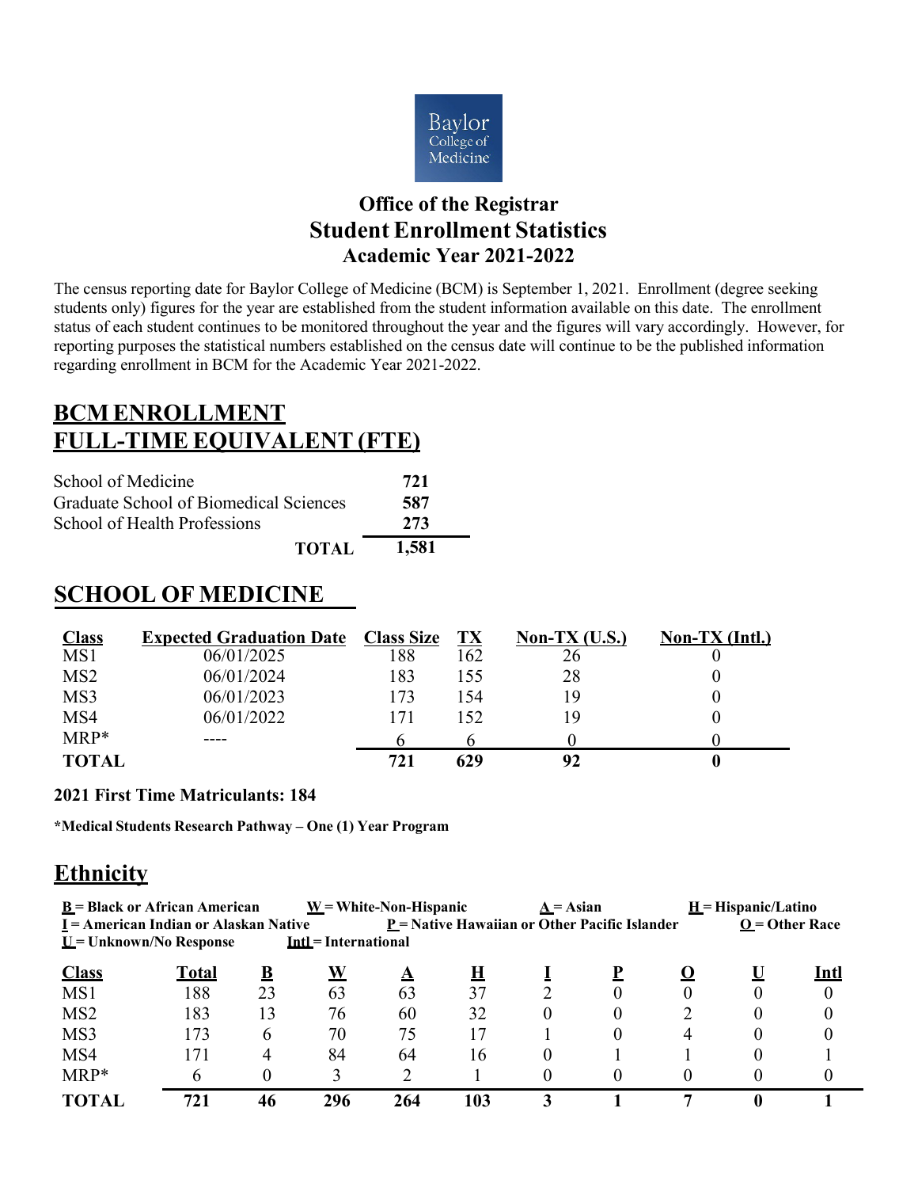Baylor College of Medicine

# Office of the Registrar
# Student Enrollment Statistics
## Academic Year 2021-2022

The census reporting date for Baylor College of Medicine (BCM) is September 1, 2021. Enrollment (degree seeking students only) figures for the year are established from the student information available on this date. The enrollment status of each student continues to be monitored throughout the year and the figures will vary accordingly. However, for reporting purposes the statistical numbers established on the census date will continue to be the published information regarding enrollment in BCM for the Academic Year 2021-2022.

## BCM ENROLLMENT FULL-TIME EQUIVALENT (FTE)

| | |
|---|---|
| School of Medicine | **721** |
| Graduate School of Biomedical Sciences | **587** |
| School of Health Professions | **273** |
| **TOTAL** | **1,581** |

## SCHOOL OF MEDICINE

| Class | Expected Graduation Date | Class Size | TX | Non-TX (U.S.) | Non-TX (Intl.) |
|---|---|---|---|---|---|
| MS1 | 06/01/2025 | 188 | 162 | 26 | 0 |
| MS2 | 06/01/2024 | 183 | 155 | 28 | 0 |
| MS3 | 06/01/2023 | 173 | 154 | 19 | 0 |
| MS4 | 06/01/2022 | 171 | 152 | 19 | 0 |
| MRP* | ---- | 6 | 6 | 0 | 0 |
| **TOTAL** | | **721** | **629** | **92** | **0** |

**2021 First Time Matriculants: 184**

***Medical Students Research Pathway – One (1) Year Program**

## Ethnicity

**B = Black or African American** **W = White-Non-Hispanic** **A = Asian** **H = Hispanic/Latino**
**I = American Indian or Alaskan Native** **P = Native Hawaiian or Other Pacific Islander** **O = Other Race**
**U = Unknown/No Response** **Intl = International**

| Class | Total | B | W | A | H | I | P | O | U | Intl |
|---|---|---|---|---|---|---|---|---|---|---|
| MS1 | 188 | 23 | 63 | 63 | 37 | 2 | 0 | 0 | 0 | 0 |
| MS2 | 183 | 13 | 76 | 60 | 32 | 0 | 0 | 2 | 0 | 0 |
| MS3 | 173 | 6 | 70 | 75 | 17 | 1 | 0 | 4 | 0 | 0 |
| MS4 | 171 | 4 | 84 | 64 | 16 | 0 | 1 | 1 | 0 | 1 |
| MRP* | 6 | 0 | 3 | 2 | 1 | 0 | 0 | 0 | 0 | 0 |
| **TOTAL** | **721** | **46** | **296** | **264** | **103** | **3** | **1** | **7** | **0** | **1** |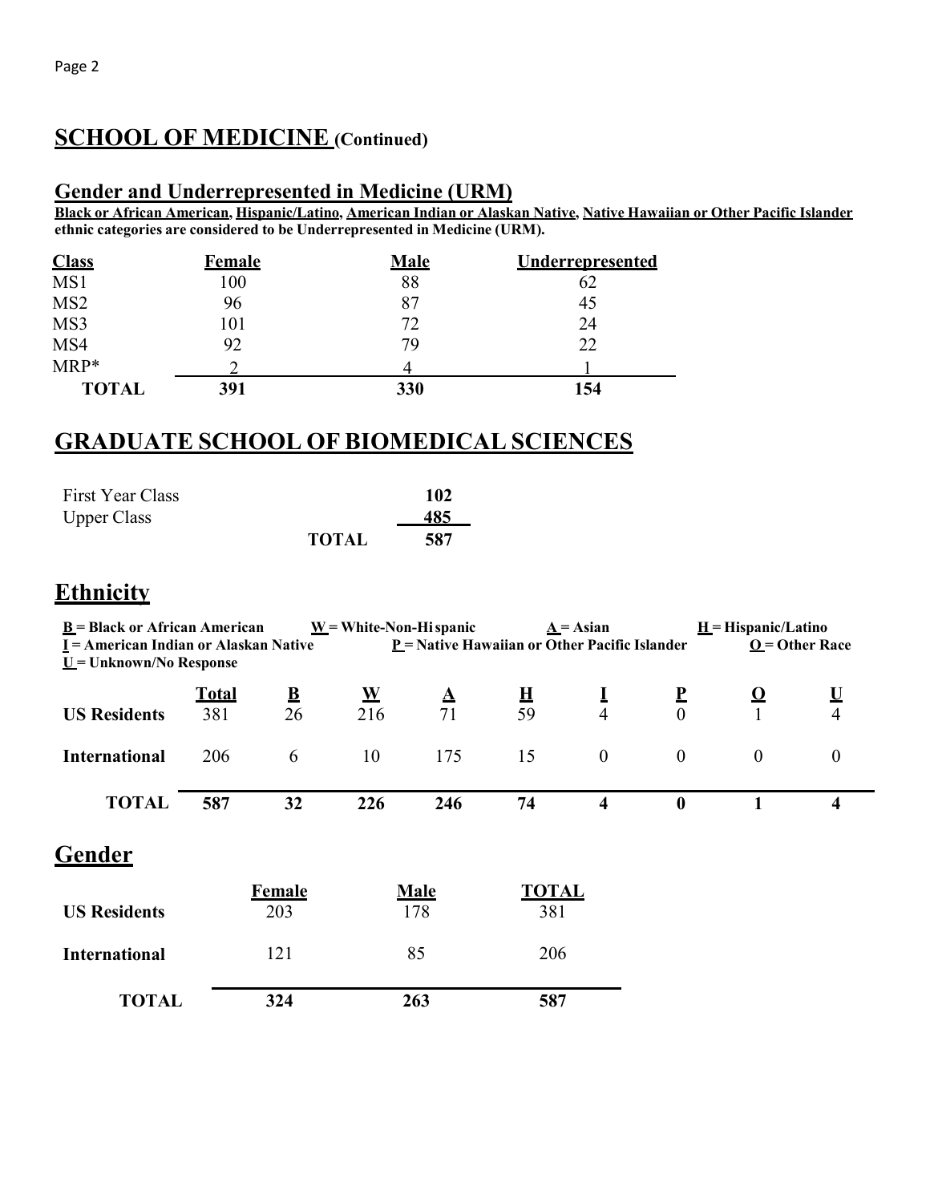## SCHOOL OF MEDICINE (Continued)

### Gender and Underrepresented in Medicine (URM)

**Black or African American, Hispanic/Latino, American Indian or Alaskan Native, Native Hawaiian or Other Pacific Islander ethnic categories are considered to be Underrepresented in Medicine (URM).**

| Class | Female | Male | Underrepresented |
|---|---|---|---|
| MS1 | 100 | 88 | 62 |
| MS2 | 96 | 87 | 45 |
| MS3 | 101 | 72 | 24 |
| MS4 | 92 | 79 | 22 |
| MRP* | 2 | 4 | 1 |
| **TOTAL** | **391** | **330** | **154** |

## GRADUATE SCHOOL OF BIOMEDICAL SCIENCES

| | |
|---|---|
| First Year Class | **102** |
| Upper Class | **485** |
| **TOTAL** | **587** |

## Ethnicity

**B = Black or African American** **W = White-Non-Hispanic** **A = Asian** **H = Hispanic/Latino**
**I = American Indian or Alaskan Native** **P = Native Hawaiian or Other Pacific Islander** **O = Other Race**
**U = Unknown/No Response**

| | Total | B | W | A | H | I | P | O | U |
|---|---|---|---|---|---|---|---|---|---|
| **US Residents** | 381 | 26 | 216 | 71 | 59 | 4 | 0 | 1 | 4 |
| **International** | 206 | 6 | 10 | 175 | 15 | 0 | 0 | 0 | 0 |
| **TOTAL** | **587** | **32** | **226** | **246** | **74** | **4** | **0** | **1** | **4** |

## Gender

| | Female | Male | TOTAL |
|---|---|---|---|
| **US Residents** | 203 | 178 | 381 |
| **International** | 121 | 85 | 206 |
| **TOTAL** | **324** | **263** | **587** |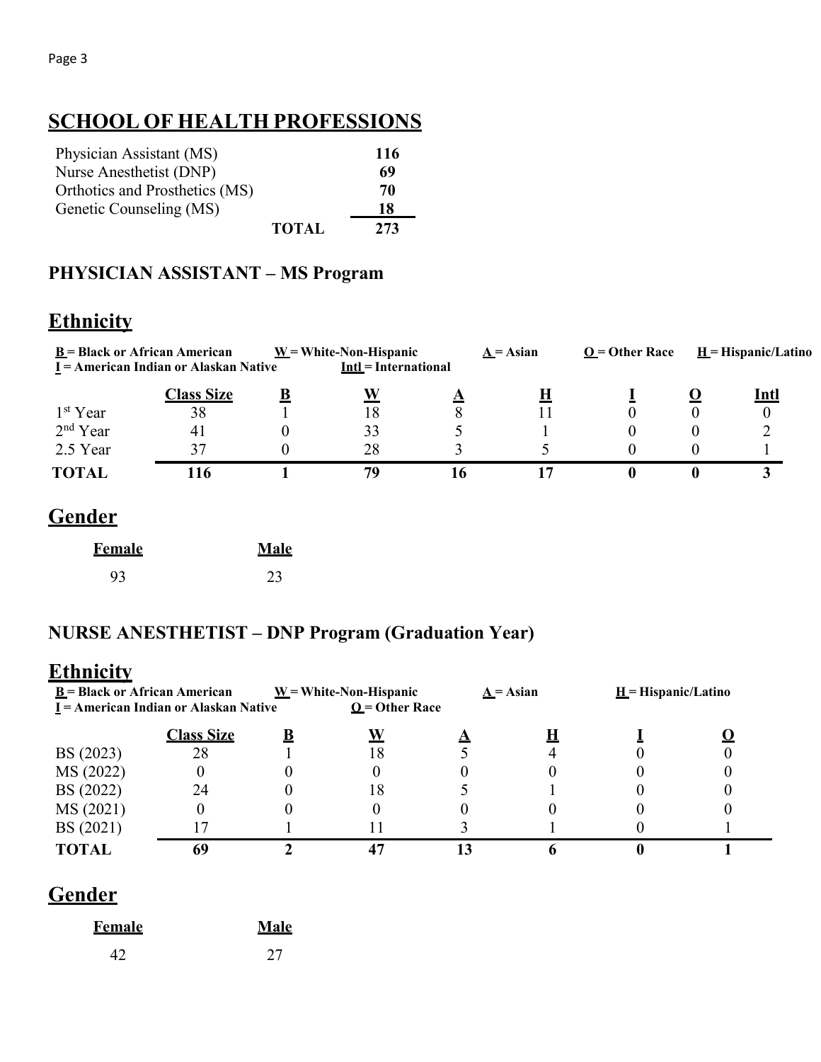# SCHOOL OF HEALTH PROFESSIONS

| Program | | Count |
|---|---|---|
| Physician Assistant (MS) | | 116 |
| Nurse Anesthetist (DNP) | | 69 |
| Orthotics and Prosthetics (MS) | | 70 |
| Genetic Counseling (MS) | | 18 |
| | **TOTAL** | **273** |

## PHYSICIAN ASSISTANT – MS Program

## Ethnicity

**B = Black or African American** **W = White-Non-Hispanic** **A = Asian** **O = Other Race** **H = Hispanic/Latino**
**I = American Indian or Alaskan Native** **Intl = International**

| | Class Size | B | W | A | H | I | O | Intl |
|---|---|---|---|---|---|---|---|---|
| 1st Year | 38 | 1 | 18 | 8 | 11 | 0 | 0 | 0 |
| 2nd Year | 41 | 0 | 33 | 5 | 1 | 0 | 0 | 2 |
| 2.5 Year | 37 | 0 | 28 | 3 | 5 | 0 | 0 | 1 |
| **TOTAL** | **116** | **1** | **79** | **16** | **17** | **0** | **0** | **3** |

## Gender

| Female | Male |
|---|---|
| 93 | 23 |

## NURSE ANESTHETIST – DNP Program (Graduation Year)

## Ethnicity

**B = Black or African American** **W = White-Non-Hispanic** **A = Asian** **H = Hispanic/Latino**
**I = American Indian or Alaskan Native** **O = Other Race**

| | Class Size | B | W | A | H | I | O |
|---|---|---|---|---|---|---|---|
| BS (2023) | 28 | 1 | 18 | 5 | 4 | 0 | 0 |
| MS (2022) | 0 | 0 | 0 | 0 | 0 | 0 | 0 |
| BS (2022) | 24 | 0 | 18 | 5 | 1 | 0 | 0 |
| MS (2021) | 0 | 0 | 0 | 0 | 0 | 0 | 0 |
| BS (2021) | 17 | 1 | 11 | 3 | 1 | 0 | 1 |
| **TOTAL** | **69** | **2** | **47** | **13** | **6** | **0** | **1** |

## Gender

| Female | Male |
|---|---|
| 42 | 27 |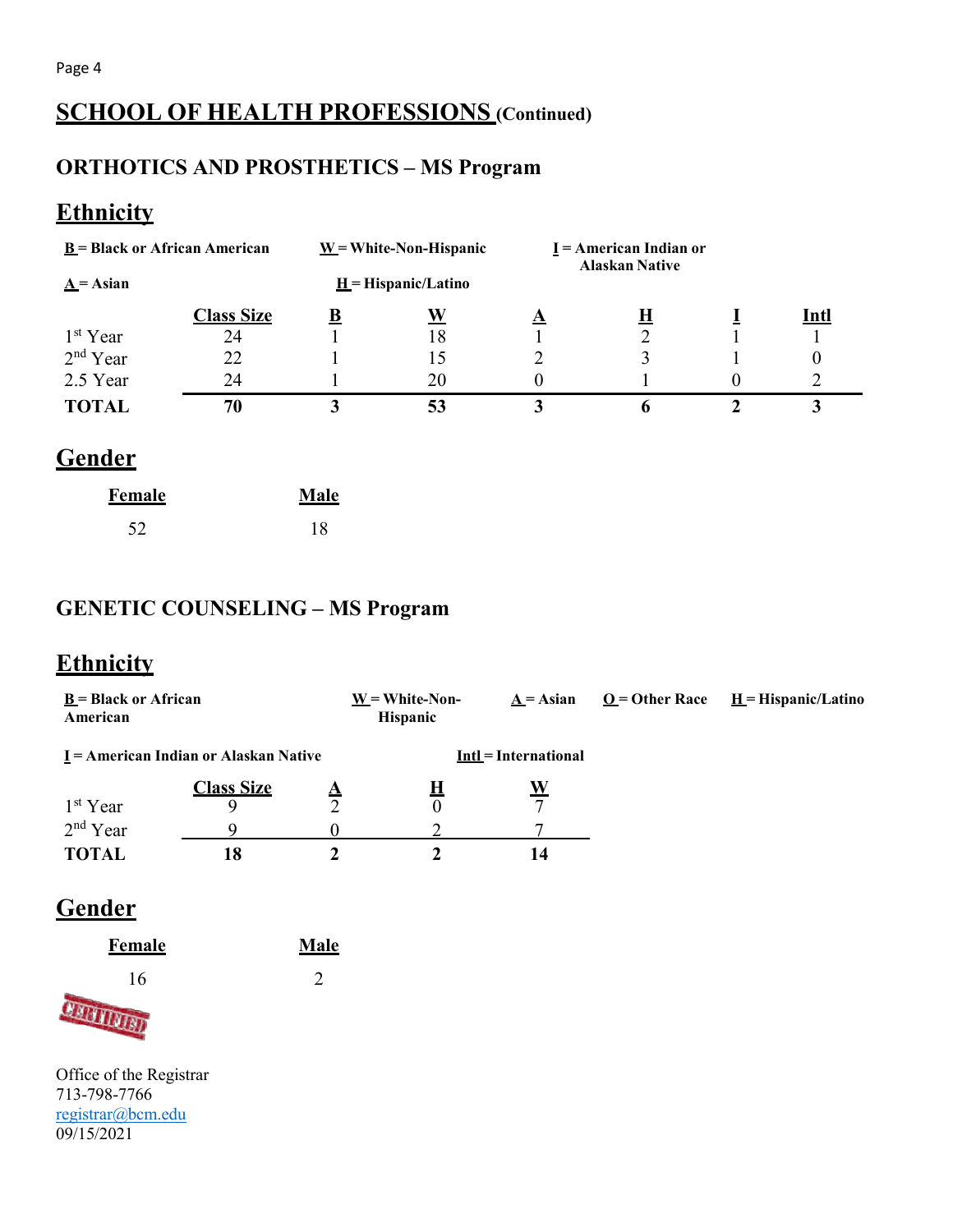## SCHOOL OF HEALTH PROFESSIONS (Continued)

### ORTHOTICS AND PROSTHETICS – MS Program

## Ethnicity

**B = Black or African American** **W = White-Non-Hispanic** **I = American Indian or Alaskan Native**

**A = Asian** **H = Hispanic/Latino**

| | Class Size | B | W | A | H | I | Intl |
|---|---|---|---|---|---|---|---|
| 1st Year | 24 | 1 | 18 | 1 | 2 | 1 | 1 |
| 2nd Year | 22 | 1 | 15 | 2 | 3 | 1 | 0 |
| 2.5 Year | 24 | 1 | 20 | 0 | 1 | 0 | 2 |
| **TOTAL** | **70** | **3** | **53** | **3** | **6** | **2** | **3** |

## Gender

| Female | Male |
|---|---|
| 52 | 18 |

### GENETIC COUNSELING – MS Program

## Ethnicity

**B = Black or African American** **W = White-Non-Hispanic** **A = Asian** **O = Other Race** **H = Hispanic/Latino**

**I = American Indian or Alaskan Native** **Intl = International**

| | Class Size | A | H | W |
|---|---|---|---|---|
| 1st Year | 9 | 2 | 0 | 7 |
| 2nd Year | 9 | 0 | 2 | 7 |
| **TOTAL** | **18** | **2** | **2** | **14** |

## Gender

| Female | Male |
|---|---|
| 16 | 2 |

CERTIFIED

Office of the Registrar
713-798-7766
registrar@bcm.edu
09/15/2021